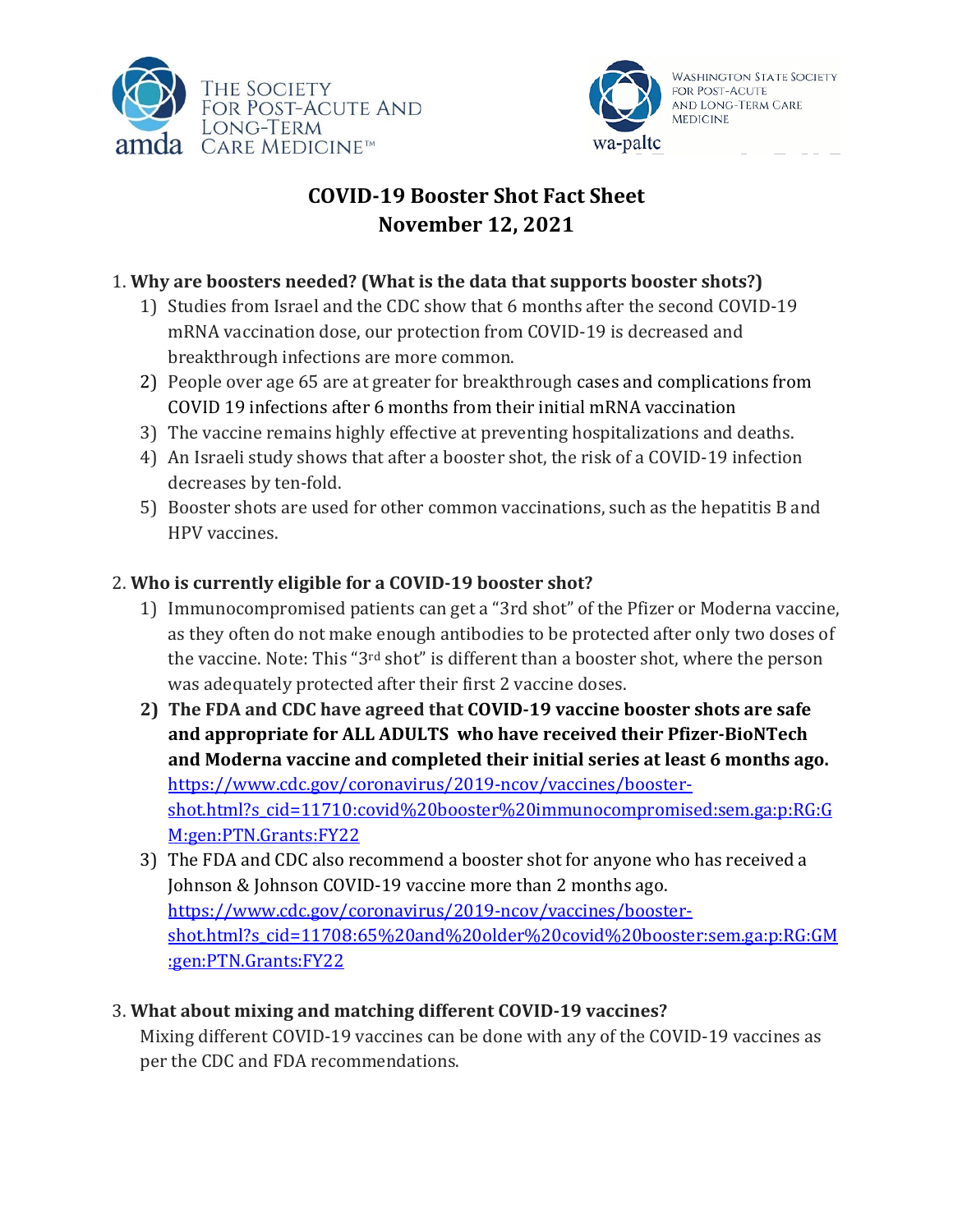The Society For Post-Acute And Long-Term Care Medicine™ (amda)

Washington State Society For Post-Acute And Long-Term Care Medicine (wa-paltc)

# COVID-19 Booster Shot Fact Sheet
# November 12, 2021

1. **Why are boosters needed? (What is the data that supports booster shots?)**
   1) Studies from Israel and the CDC show that 6 months after the second COVID-19 mRNA vaccination dose, our protection from COVID-19 is decreased and breakthrough infections are more common.
   2) People over age 65 are at greater for breakthrough cases and complications from COVID 19 infections after 6 months from their initial mRNA vaccination
   3) The vaccine remains highly effective at preventing hospitalizations and deaths.
   4) An Israeli study shows that after a booster shot, the risk of a COVID-19 infection decreases by ten-fold.
   5) Booster shots are used for other common vaccinations, such as the hepatitis B and HPV vaccines.

2. **Who is currently eligible for a COVID-19 booster shot?**
   1) Immunocompromised patients can get a "3rd shot" of the Pfizer or Moderna vaccine, as they often do not make enough antibodies to be protected after only two doses of the vaccine. Note: This "3rd shot" is different than a booster shot, where the person was adequately protected after their first 2 vaccine doses.
   2) **The FDA and CDC have agreed that COVID-19 vaccine booster shots are safe and appropriate for ALL ADULTS who have received their Pfizer-BioNTech and Moderna vaccine and completed their initial series at least 6 months ago.** https://www.cdc.gov/coronavirus/2019-ncov/vaccines/booster-shot.html?s_cid=11710:covid%20booster%20immunocompromised:sem.ga:p:RG:GM:gen:PTN.Grants:FY22
   3) The FDA and CDC also recommend a booster shot for anyone who has received a Johnson & Johnson COVID-19 vaccine more than 2 months ago. https://www.cdc.gov/coronavirus/2019-ncov/vaccines/booster-shot.html?s_cid=11708:65%20and%20older%20covid%20booster:sem.ga:p:RG:GM:gen:PTN.Grants:FY22

3. **What about mixing and matching different COVID-19 vaccines?**

   Mixing different COVID-19 vaccines can be done with any of the COVID-19 vaccines as per the CDC and FDA recommendations.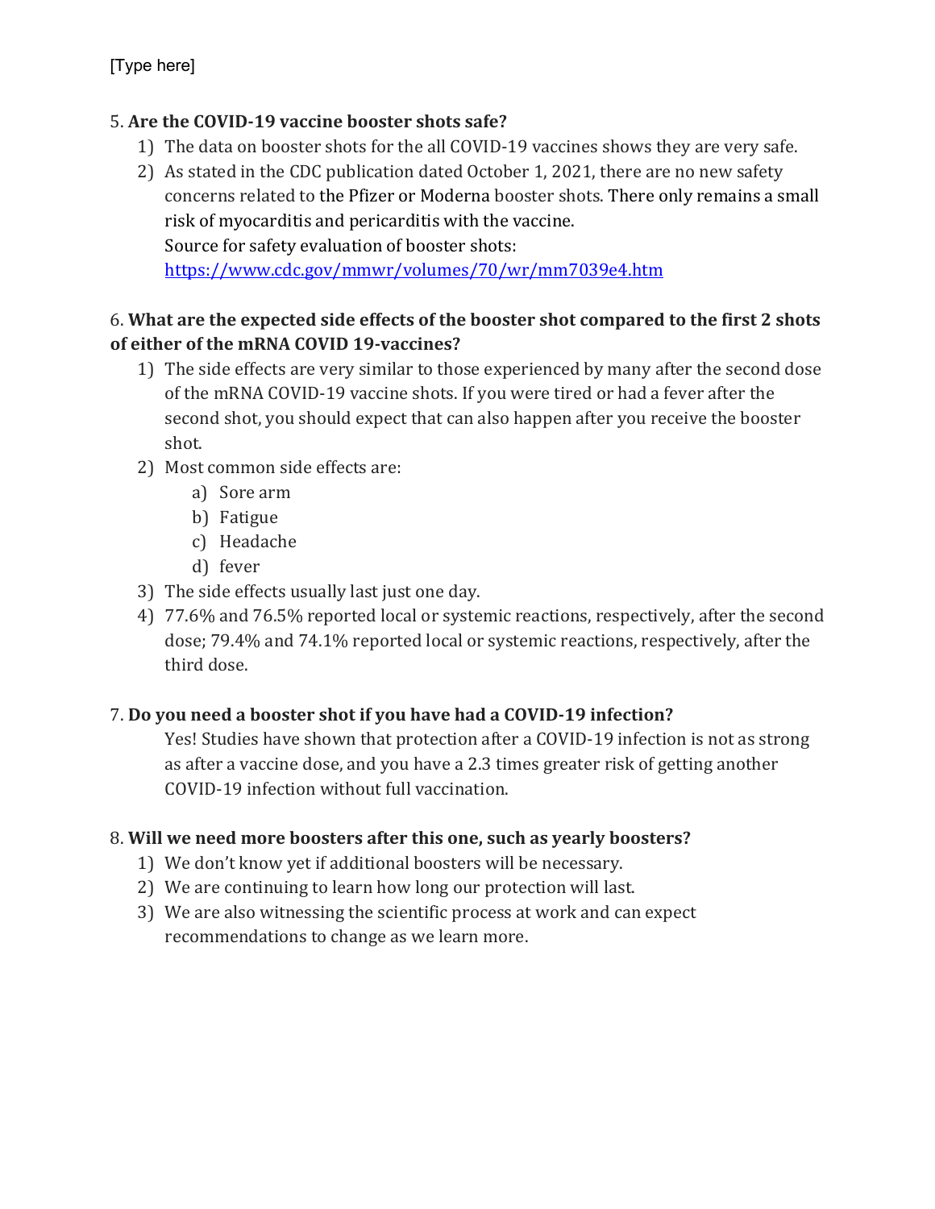5. **Are the COVID-19 vaccine booster shots safe?**

1) The data on booster shots for the all COVID-19 vaccines shows they are very safe.
2) As stated in the CDC publication dated October 1, 2021, there are no new safety concerns related to the Pfizer or Moderna booster shots. There only remains a small risk of myocarditis and pericarditis with the vaccine.
   Source for safety evaluation of booster shots:
   https://www.cdc.gov/mmwr/volumes/70/wr/mm7039e4.htm

6. **What are the expected side effects of the booster shot compared to the first 2 shots of either of the mRNA COVID 19-vaccines?**

1) The side effects are very similar to those experienced by many after the second dose of the mRNA COVID-19 vaccine shots. If you were tired or had a fever after the second shot, you should expect that can also happen after you receive the booster shot.
2) Most common side effects are:
   a) Sore arm
   b) Fatigue
   c) Headache
   d) fever
3) The side effects usually last just one day.
4) 77.6% and 76.5% reported local or systemic reactions, respectively, after the second dose; 79.4% and 74.1% reported local or systemic reactions, respectively, after the third dose.

7. **Do you need a booster shot if you have had a COVID-19 infection?**

Yes! Studies have shown that protection after a COVID-19 infection is not as strong as after a vaccine dose, and you have a 2.3 times greater risk of getting another COVID-19 infection without full vaccination.

8. **Will we need more boosters after this one, such as yearly boosters?**

1) We don't know yet if additional boosters will be necessary.
2) We are continuing to learn how long our protection will last.
3) We are also witnessing the scientific process at work and can expect recommendations to change as we learn more.